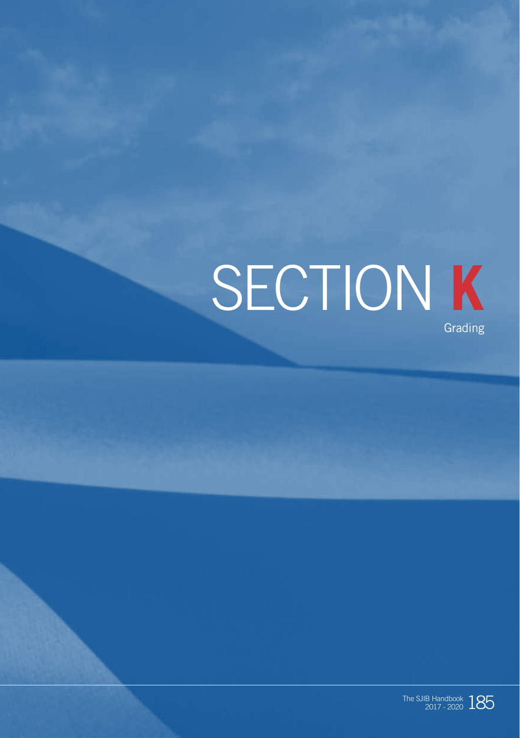# SECTION K

Grading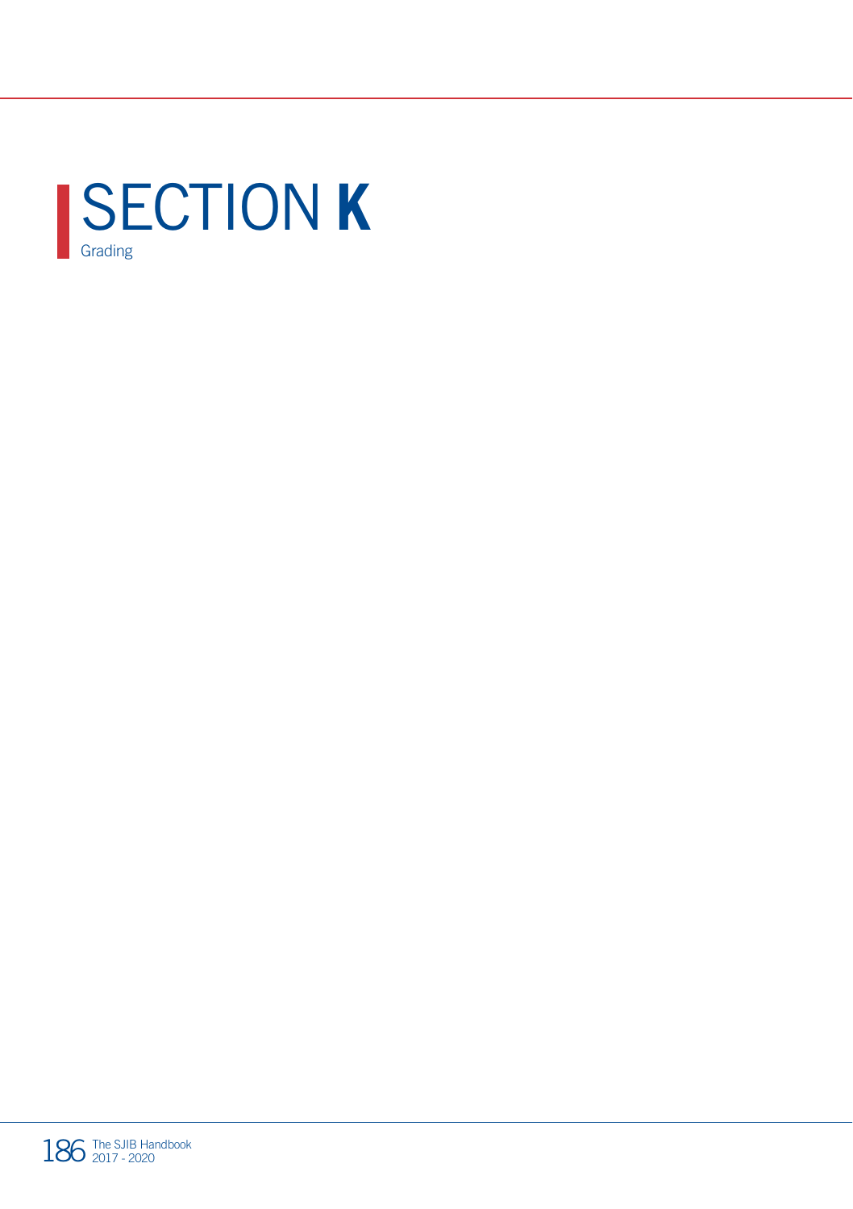# SECTION K

Grading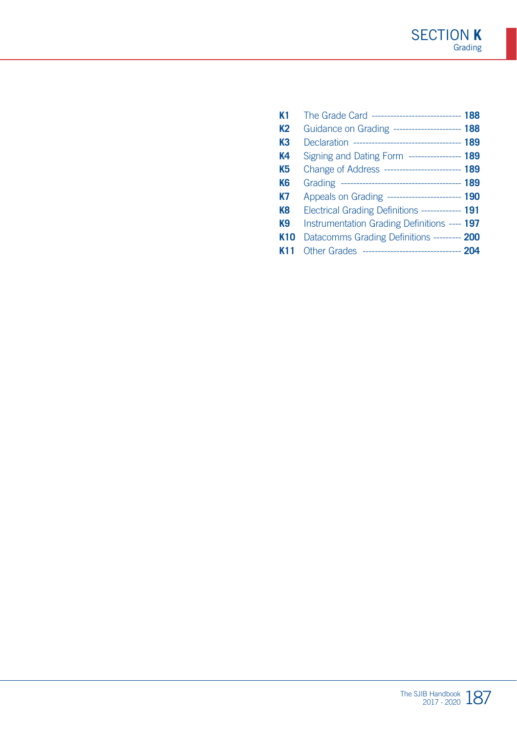# SECTION K
Grading

| | | |
|---|---|---|
| **K1** | The Grade Card | **188** |
| **K2** | Guidance on Grading | **188** |
| **K3** | Declaration | **189** |
| **K4** | Signing and Dating Form | **189** |
| **K5** | Change of Address | **189** |
| **K6** | Grading | **189** |
| **K7** | Appeals on Grading | **190** |
| **K8** | Electrical Grading Definitions | **191** |
| **K9** | Instrumentation Grading Definitions | **197** |
| **K10** | Datacomms Grading Definitions | **200** |
| **K11** | Other Grades | **204** |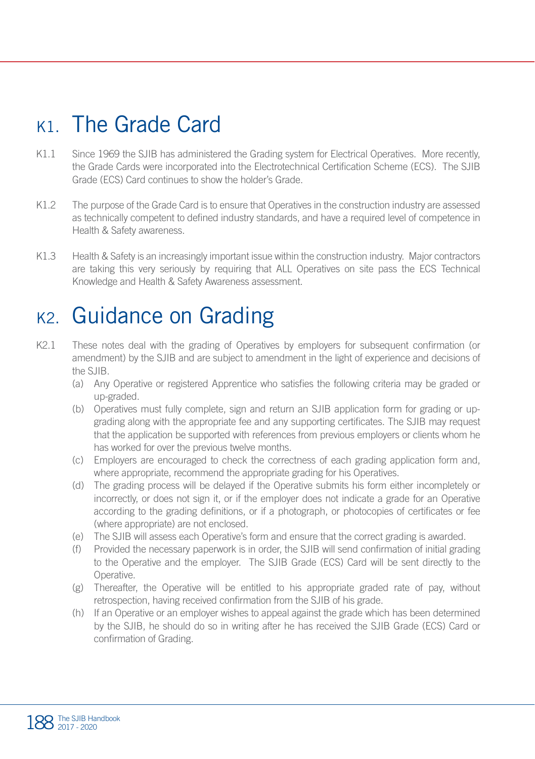# K1. The Grade Card

K1.1 Since 1969 the SJIB has administered the Grading system for Electrical Operatives. More recently, the Grade Cards were incorporated into the Electrotechnical Certification Scheme (ECS). The SJIB Grade (ECS) Card continues to show the holder's Grade.

K1.2 The purpose of the Grade Card is to ensure that Operatives in the construction industry are assessed as technically competent to defined industry standards, and have a required level of competence in Health & Safety awareness.

K1.3 Health & Safety is an increasingly important issue within the construction industry. Major contractors are taking this very seriously by requiring that ALL Operatives on site pass the ECS Technical Knowledge and Health & Safety Awareness assessment.

# K2. Guidance on Grading

K2.1 These notes deal with the grading of Operatives by employers for subsequent confirmation (or amendment) by the SJIB and are subject to amendment in the light of experience and decisions of the SJIB.

(a) Any Operative or registered Apprentice who satisfies the following criteria may be graded or up-graded.

(b) Operatives must fully complete, sign and return an SJIB application form for grading or up-grading along with the appropriate fee and any supporting certificates. The SJIB may request that the application be supported with references from previous employers or clients whom he has worked for over the previous twelve months.

(c) Employers are encouraged to check the correctness of each grading application form and, where appropriate, recommend the appropriate grading for his Operatives.

(d) The grading process will be delayed if the Operative submits his form either incompletely or incorrectly, or does not sign it, or if the employer does not indicate a grade for an Operative according to the grading definitions, or if a photograph, or photocopies of certificates or fee (where appropriate) are not enclosed.

(e) The SJIB will assess each Operative's form and ensure that the correct grading is awarded.

(f) Provided the necessary paperwork is in order, the SJIB will send confirmation of initial grading to the Operative and the employer. The SJIB Grade (ECS) Card will be sent directly to the Operative.

(g) Thereafter, the Operative will be entitled to his appropriate graded rate of pay, without retrospection, having received confirmation from the SJIB of his grade.

(h) If an Operative or an employer wishes to appeal against the grade which has been determined by the SJIB, he should do so in writing after he has received the SJIB Grade (ECS) Card or confirmation of Grading.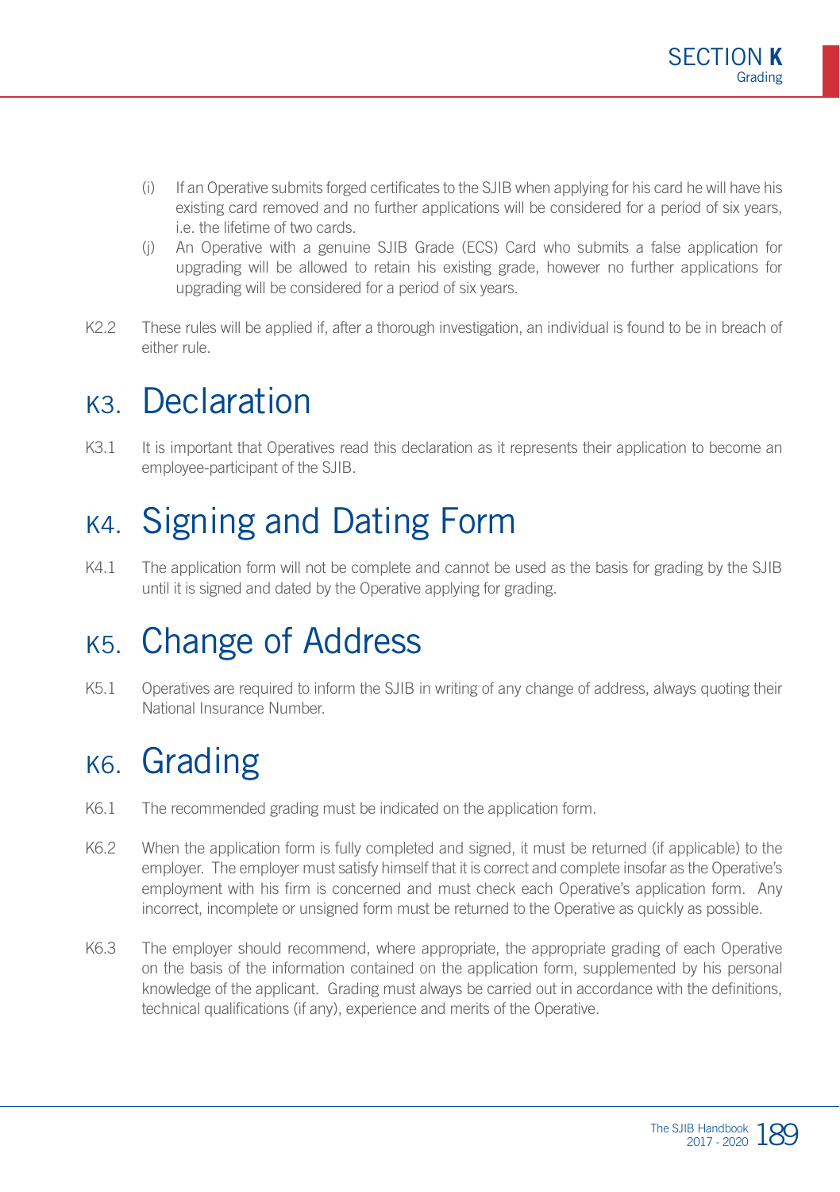(i) If an Operative submits forged certificates to the SJIB when applying for his card he will have his existing card removed and no further applications will be considered for a period of six years, i.e. the lifetime of two cards.

(j) An Operative with a genuine SJIB Grade (ECS) Card who submits a false application for upgrading will be allowed to retain his existing grade, however no further applications for upgrading will be considered for a period of six years.

K2.2 These rules will be applied if, after a thorough investigation, an individual is found to be in breach of either rule.

# K3. Declaration

K3.1 It is important that Operatives read this declaration as it represents their application to become an employee-participant of the SJIB.

# K4. Signing and Dating Form

K4.1 The application form will not be complete and cannot be used as the basis for grading by the SJIB until it is signed and dated by the Operative applying for grading.

# K5. Change of Address

K5.1 Operatives are required to inform the SJIB in writing of any change of address, always quoting their National Insurance Number.

# K6. Grading

K6.1 The recommended grading must be indicated on the application form.

K6.2 When the application form is fully completed and signed, it must be returned (if applicable) to the employer. The employer must satisfy himself that it is correct and complete insofar as the Operative's employment with his firm is concerned and must check each Operative's application form. Any incorrect, incomplete or unsigned form must be returned to the Operative as quickly as possible.

K6.3 The employer should recommend, where appropriate, the appropriate grading of each Operative on the basis of the information contained on the application form, supplemented by his personal knowledge of the applicant. Grading must always be carried out in accordance with the definitions, technical qualifications (if any), experience and merits of the Operative.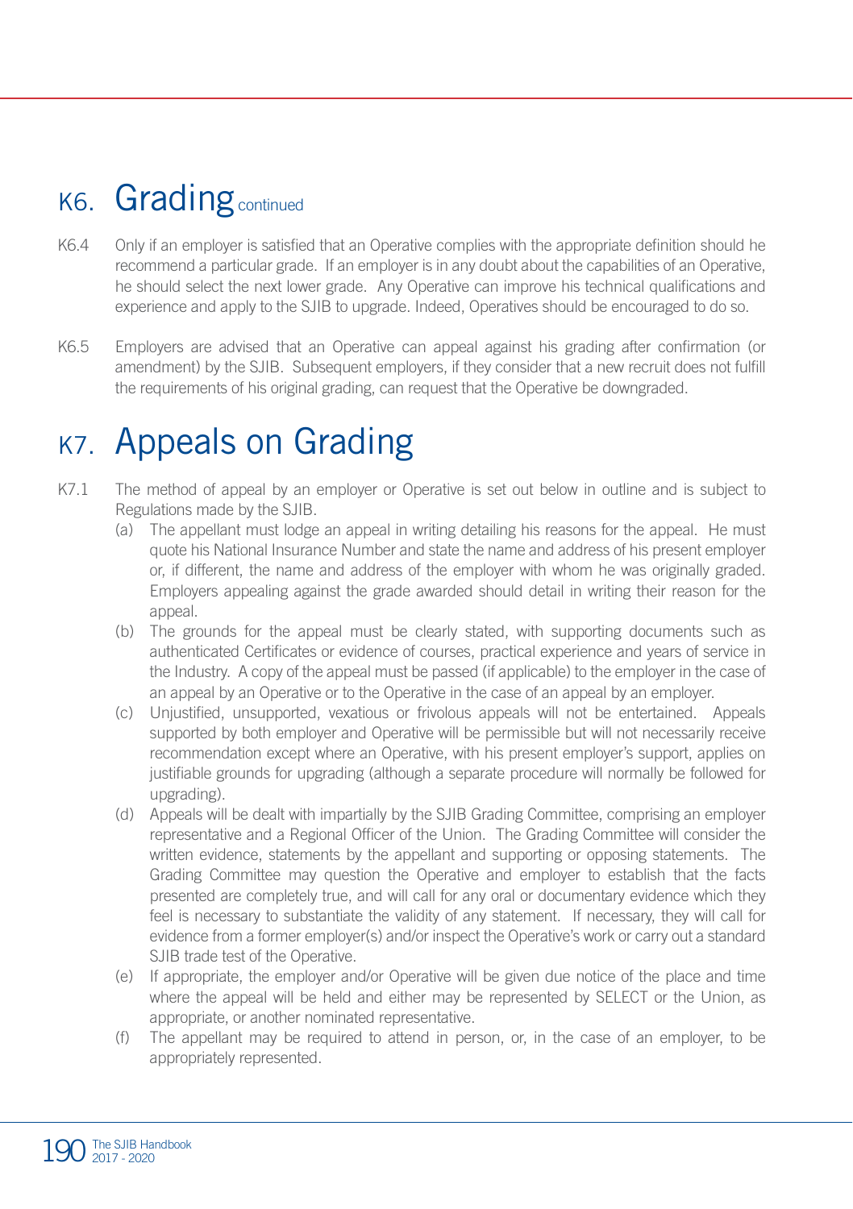# K6. Grading continued

K6.4 Only if an employer is satisfied that an Operative complies with the appropriate definition should he recommend a particular grade. If an employer is in any doubt about the capabilities of an Operative, he should select the next lower grade. Any Operative can improve his technical qualifications and experience and apply to the SJIB to upgrade. Indeed, Operatives should be encouraged to do so.

K6.5 Employers are advised that an Operative can appeal against his grading after confirmation (or amendment) by the SJIB. Subsequent employers, if they consider that a new recruit does not fulfill the requirements of his original grading, can request that the Operative be downgraded.

# K7. Appeals on Grading

K7.1 The method of appeal by an employer or Operative is set out below in outline and is subject to Regulations made by the SJIB.

(a) The appellant must lodge an appeal in writing detailing his reasons for the appeal. He must quote his National Insurance Number and state the name and address of his present employer or, if different, the name and address of the employer with whom he was originally graded. Employers appealing against the grade awarded should detail in writing their reason for the appeal.

(b) The grounds for the appeal must be clearly stated, with supporting documents such as authenticated Certificates or evidence of courses, practical experience and years of service in the Industry. A copy of the appeal must be passed (if applicable) to the employer in the case of an appeal by an Operative or to the Operative in the case of an appeal by an employer.

(c) Unjustified, unsupported, vexatious or frivolous appeals will not be entertained. Appeals supported by both employer and Operative will be permissible but will not necessarily receive recommendation except where an Operative, with his present employer's support, applies on justifiable grounds for upgrading (although a separate procedure will normally be followed for upgrading).

(d) Appeals will be dealt with impartially by the SJIB Grading Committee, comprising an employer representative and a Regional Officer of the Union. The Grading Committee will consider the written evidence, statements by the appellant and supporting or opposing statements. The Grading Committee may question the Operative and employer to establish that the facts presented are completely true, and will call for any oral or documentary evidence which they feel is necessary to substantiate the validity of any statement. If necessary, they will call for evidence from a former employer(s) and/or inspect the Operative's work or carry out a standard SJIB trade test of the Operative.

(e) If appropriate, the employer and/or Operative will be given due notice of the place and time where the appeal will be held and either may be represented by SELECT or the Union, as appropriate, or another nominated representative.

(f) The appellant may be required to attend in person, or, in the case of an employer, to be appropriately represented.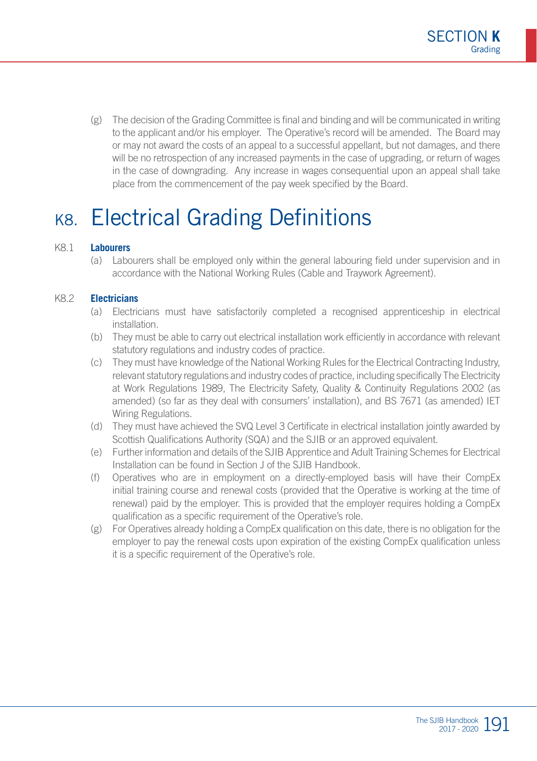(g) The decision of the Grading Committee is final and binding and will be communicated in writing to the applicant and/or his employer. The Operative's record will be amended. The Board may or may not award the costs of an appeal to a successful appellant, but not damages, and there will be no retrospection of any increased payments in the case of upgrading, or return of wages in the case of downgrading. Any increase in wages consequential upon an appeal shall take place from the commencement of the pay week specified by the Board.

# K8. Electrical Grading Definitions

## K8.1 Labourers

(a) Labourers shall be employed only within the general labouring field under supervision and in accordance with the National Working Rules (Cable and Traywork Agreement).

## K8.2 Electricians

(a) Electricians must have satisfactorily completed a recognised apprenticeship in electrical installation.

(b) They must be able to carry out electrical installation work efficiently in accordance with relevant statutory regulations and industry codes of practice.

(c) They must have knowledge of the National Working Rules for the Electrical Contracting Industry, relevant statutory regulations and industry codes of practice, including specifically The Electricity at Work Regulations 1989, The Electricity Safety, Quality & Continuity Regulations 2002 (as amended) (so far as they deal with consumers' installation), and BS 7671 (as amended) IET Wiring Regulations.

(d) They must have achieved the SVQ Level 3 Certificate in electrical installation jointly awarded by Scottish Qualifications Authority (SQA) and the SJIB or an approved equivalent.

(e) Further information and details of the SJIB Apprentice and Adult Training Schemes for Electrical Installation can be found in Section J of the SJIB Handbook.

(f) Operatives who are in employment on a directly-employed basis will have their CompEx initial training course and renewal costs (provided that the Operative is working at the time of renewal) paid by the employer. This is provided that the employer requires holding a CompEx qualification as a specific requirement of the Operative's role.

(g) For Operatives already holding a CompEx qualification on this date, there is no obligation for the employer to pay the renewal costs upon expiration of the existing CompEx qualification unless it is a specific requirement of the Operative's role.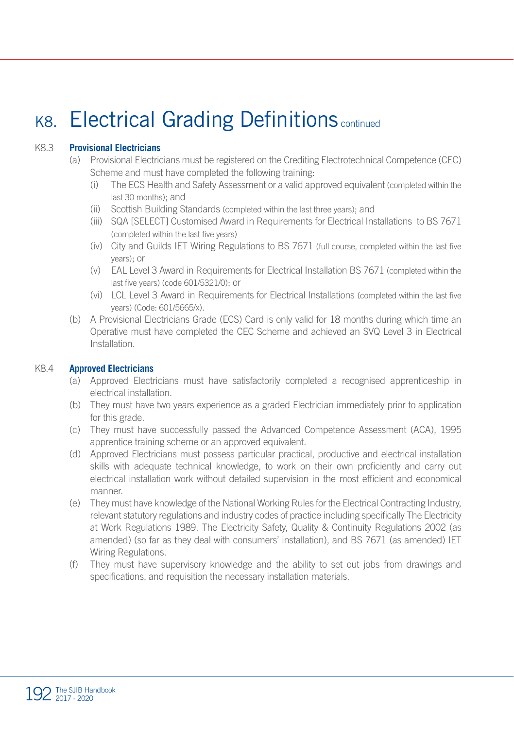# K8. Electrical Grading Definitions continued

## K8.3 Provisional Electricians

(a) Provisional Electricians must be registered on the Crediting Electrotechnical Competence (CEC) Scheme and must have completed the following training:

(i) The ECS Health and Safety Assessment or a valid approved equivalent (completed within the last 30 months); and

(ii) Scottish Building Standards (completed within the last three years); and

(iii) SQA [SELECT] Customised Award in Requirements for Electrical Installations to BS 7671 (completed within the last five years)

(iv) City and Guilds IET Wiring Regulations to BS 7671 (full course, completed within the last five years); or

(v) EAL Level 3 Award in Requirements for Electrical Installation BS 7671 (completed within the last five years) (code 601/5321/0); or

(vi) LCL Level 3 Award in Requirements for Electrical Installations (completed within the last five years) (Code: 601/5665/x).

(b) A Provisional Electricians Grade (ECS) Card is only valid for 18 months during which time an Operative must have completed the CEC Scheme and achieved an SVQ Level 3 in Electrical Installation.

## K8.4 Approved Electricians

(a) Approved Electricians must have satisfactorily completed a recognised apprenticeship in electrical installation.

(b) They must have two years experience as a graded Electrician immediately prior to application for this grade.

(c) They must have successfully passed the Advanced Competence Assessment (ACA), 1995 apprentice training scheme or an approved equivalent.

(d) Approved Electricians must possess particular practical, productive and electrical installation skills with adequate technical knowledge, to work on their own proficiently and carry out electrical installation work without detailed supervision in the most efficient and economical manner.

(e) They must have knowledge of the National Working Rules for the Electrical Contracting Industry, relevant statutory regulations and industry codes of practice including specifically The Electricity at Work Regulations 1989, The Electricity Safety, Quality & Continuity Regulations 2002 (as amended) (so far as they deal with consumers' installation), and BS 7671 (as amended) IET Wiring Regulations.

(f) They must have supervisory knowledge and the ability to set out jobs from drawings and specifications, and requisition the necessary installation materials.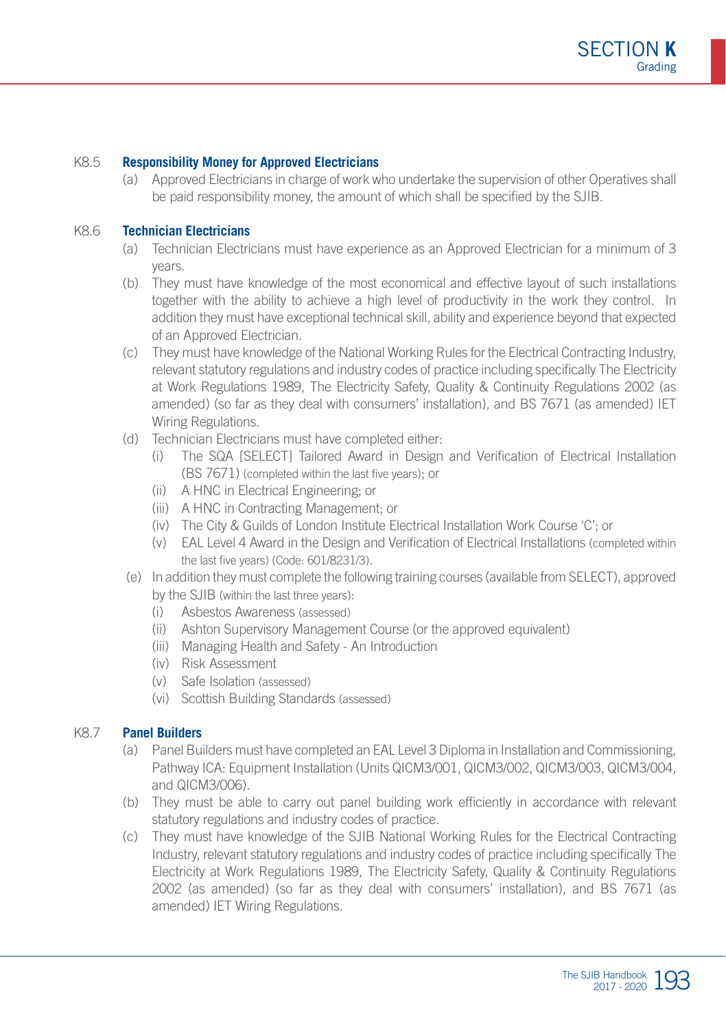### K8.5 Responsibility Money for Approved Electricians

(a) Approved Electricians in charge of work who undertake the supervision of other Operatives shall be paid responsibility money, the amount of which shall be specified by the SJIB.

### K8.6 Technician Electricians

(a) Technician Electricians must have experience as an Approved Electrician for a minimum of 3 years.

(b) They must have knowledge of the most economical and effective layout of such installations together with the ability to achieve a high level of productivity in the work they control. In addition they must have exceptional technical skill, ability and experience beyond that expected of an Approved Electrician.

(c) They must have knowledge of the National Working Rules for the Electrical Contracting Industry, relevant statutory regulations and industry codes of practice including specifically The Electricity at Work Regulations 1989, The Electricity Safety, Quality & Continuity Regulations 2002 (as amended) (so far as they deal with consumers' installation), and BS 7671 (as amended) IET Wiring Regulations.

(d) Technician Electricians must have completed either:
   - (i) The SQA [SELECT] Tailored Award in Design and Verification of Electrical Installation (BS 7671) (completed within the last five years); or
   - (ii) A HNC in Electrical Engineering; or
   - (iii) A HNC in Contracting Management; or
   - (iv) The City & Guilds of London Institute Electrical Installation Work Course 'C'; or
   - (v) EAL Level 4 Award in the Design and Verification of Electrical Installations (completed within the last five years) (Code: 601/8231/3).

(e) In addition they must complete the following training courses (available from SELECT), approved by the SJIB (within the last three years):
   - (i) Asbestos Awareness (assessed)
   - (ii) Ashton Supervisory Management Course (or the approved equivalent)
   - (iii) Managing Health and Safety - An Introduction
   - (iv) Risk Assessment
   - (v) Safe Isolation (assessed)
   - (vi) Scottish Building Standards (assessed)

### K8.7 Panel Builders

(a) Panel Builders must have completed an EAL Level 3 Diploma in Installation and Commissioning, Pathway ICA: Equipment Installation (Units QICM3/001, QICM3/002, QICM3/003, QICM3/004, and QICM3/006).

(b) They must be able to carry out panel building work efficiently in accordance with relevant statutory regulations and industry codes of practice.

(c) They must have knowledge of the SJIB National Working Rules for the Electrical Contracting Industry, relevant statutory regulations and industry codes of practice including specifically The Electricity at Work Regulations 1989, The Electricity Safety, Quality & Continuity Regulations 2002 (as amended) (so far as they deal with consumers' installation), and BS 7671 (as amended) IET Wiring Regulations.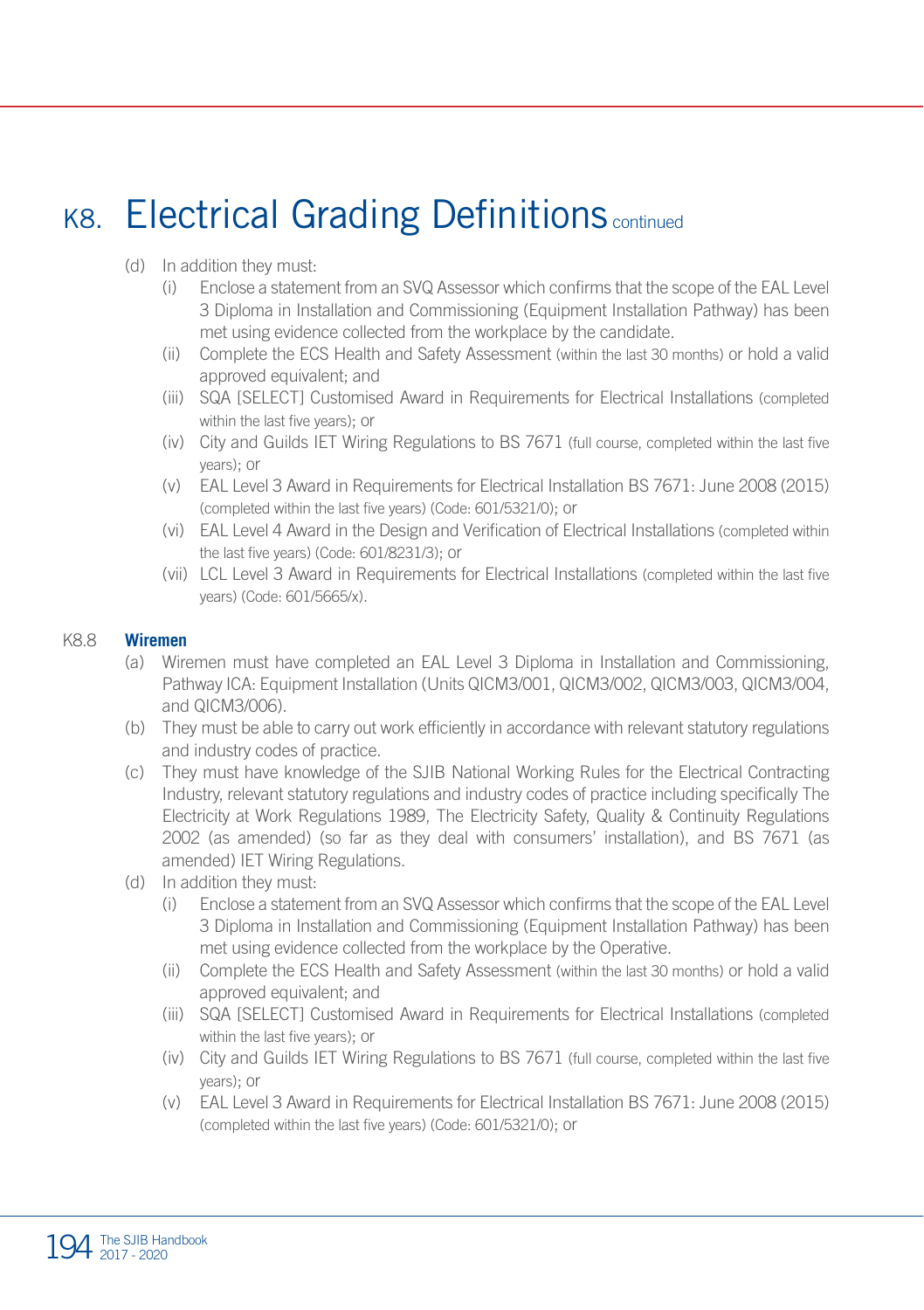# K8. Electrical Grading Definitions continued

(d) In addition they must:

   (i) Enclose a statement from an SVQ Assessor which confirms that the scope of the EAL Level 3 Diploma in Installation and Commissioning (Equipment Installation Pathway) has been met using evidence collected from the workplace by the candidate.

   (ii) Complete the ECS Health and Safety Assessment (within the last 30 months) or hold a valid approved equivalent; and

   (iii) SQA [SELECT] Customised Award in Requirements for Electrical Installations (completed within the last five years); or

   (iv) City and Guilds IET Wiring Regulations to BS 7671 (full course, completed within the last five years); or

   (v) EAL Level 3 Award in Requirements for Electrical Installation BS 7671: June 2008 (2015) (completed within the last five years) (Code: 601/5321/0); or

   (vi) EAL Level 4 Award in the Design and Verification of Electrical Installations (completed within the last five years) (Code: 601/8231/3); or

   (vii) LCL Level 3 Award in Requirements for Electrical Installations (completed within the last five years) (Code: 601/5665/x).

### K8.8 Wiremen

(a) Wiremen must have completed an EAL Level 3 Diploma in Installation and Commissioning, Pathway ICA: Equipment Installation (Units QICM3/001, QICM3/002, QICM3/003, QICM3/004, and QICM3/006).

(b) They must be able to carry out work efficiently in accordance with relevant statutory regulations and industry codes of practice.

(c) They must have knowledge of the SJIB National Working Rules for the Electrical Contracting Industry, relevant statutory regulations and industry codes of practice including specifically The Electricity at Work Regulations 1989, The Electricity Safety, Quality & Continuity Regulations 2002 (as amended) (so far as they deal with consumers' installation), and BS 7671 (as amended) IET Wiring Regulations.

(d) In addition they must:

   (i) Enclose a statement from an SVQ Assessor which confirms that the scope of the EAL Level 3 Diploma in Installation and Commissioning (Equipment Installation Pathway) has been met using evidence collected from the workplace by the Operative.

   (ii) Complete the ECS Health and Safety Assessment (within the last 30 months) or hold a valid approved equivalent; and

   (iii) SQA [SELECT] Customised Award in Requirements for Electrical Installations (completed within the last five years); or

   (iv) City and Guilds IET Wiring Regulations to BS 7671 (full course, completed within the last five years); or

   (v) EAL Level 3 Award in Requirements for Electrical Installation BS 7671: June 2008 (2015) (completed within the last five years) (Code: 601/5321/0); or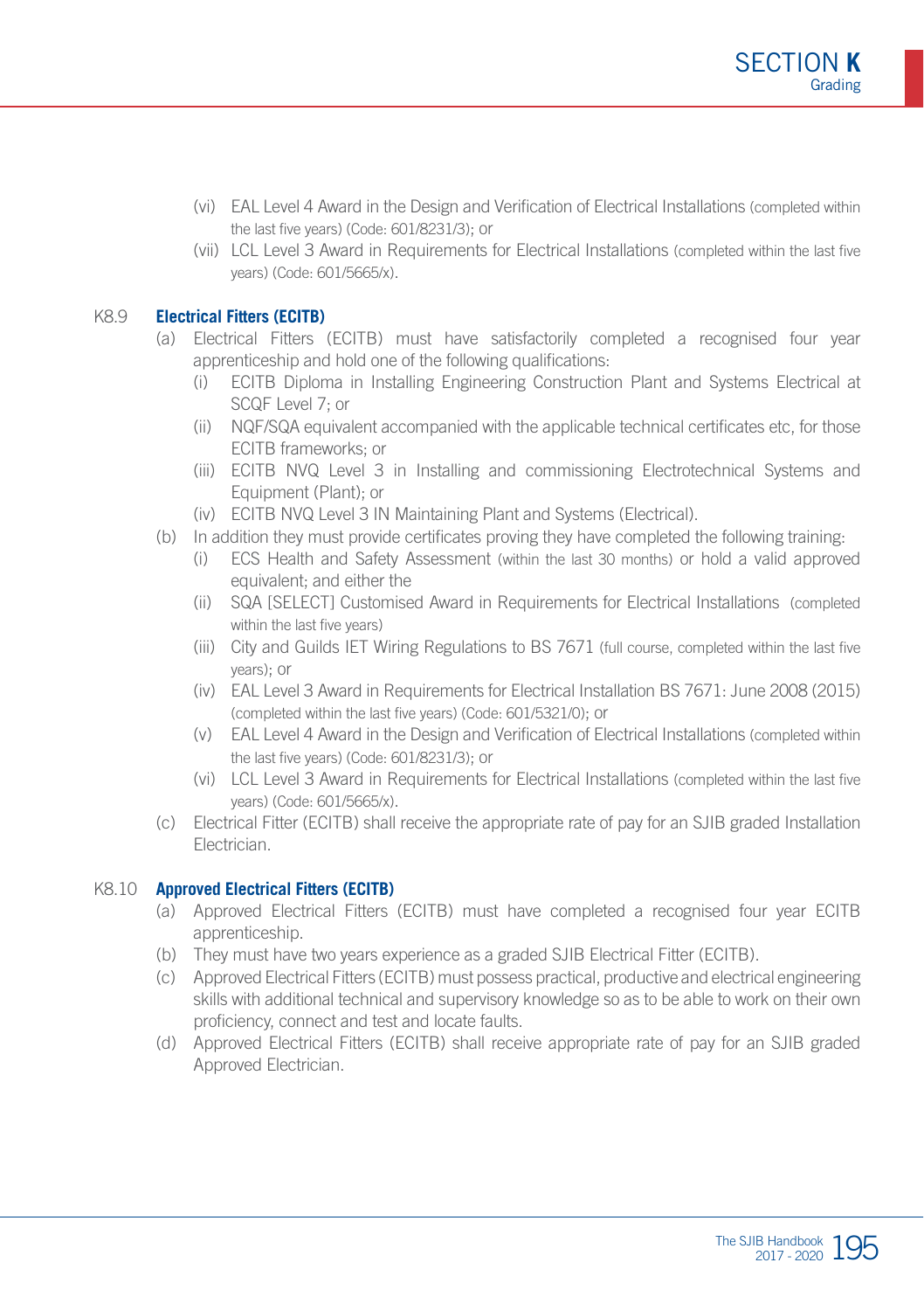(vi) EAL Level 4 Award in the Design and Verification of Electrical Installations (completed within the last five years) (Code: 601/8231/3); or

(vii) LCL Level 3 Award in Requirements for Electrical Installations (completed within the last five years) (Code: 601/5665/x).

### K8.9 **Electrical Fitters (ECITB)**

(a) Electrical Fitters (ECITB) must have satisfactorily completed a recognised four year apprenticeship and hold one of the following qualifications:

(i) ECITB Diploma in Installing Engineering Construction Plant and Systems Electrical at SCQF Level 7; or

(ii) NQF/SQA equivalent accompanied with the applicable technical certificates etc, for those ECITB frameworks; or

(iii) ECITB NVQ Level 3 in Installing and commissioning Electrotechnical Systems and Equipment (Plant); or

(iv) ECITB NVQ Level 3 IN Maintaining Plant and Systems (Electrical).

(b) In addition they must provide certificates proving they have completed the following training:

(i) ECS Health and Safety Assessment (within the last 30 months) or hold a valid approved equivalent; and either the

(ii) SQA [SELECT] Customised Award in Requirements for Electrical Installations (completed within the last five years)

(iii) City and Guilds IET Wiring Regulations to BS 7671 (full course, completed within the last five years); or

(iv) EAL Level 3 Award in Requirements for Electrical Installation BS 7671: June 2008 (2015) (completed within the last five years) (Code: 601/5321/0); or

(v) EAL Level 4 Award in the Design and Verification of Electrical Installations (completed within the last five years) (Code: 601/8231/3); or

(vi) LCL Level 3 Award in Requirements for Electrical Installations (completed within the last five years) (Code: 601/5665/x).

(c) Electrical Fitter (ECITB) shall receive the appropriate rate of pay for an SJIB graded Installation Electrician.

### K8.10 **Approved Electrical Fitters (ECITB)**

(a) Approved Electrical Fitters (ECITB) must have completed a recognised four year ECITB apprenticeship.

(b) They must have two years experience as a graded SJIB Electrical Fitter (ECITB).

(c) Approved Electrical Fitters (ECITB) must possess practical, productive and electrical engineering skills with additional technical and supervisory knowledge so as to be able to work on their own proficiency, connect and test and locate faults.

(d) Approved Electrical Fitters (ECITB) shall receive appropriate rate of pay for an SJIB graded Approved Electrician.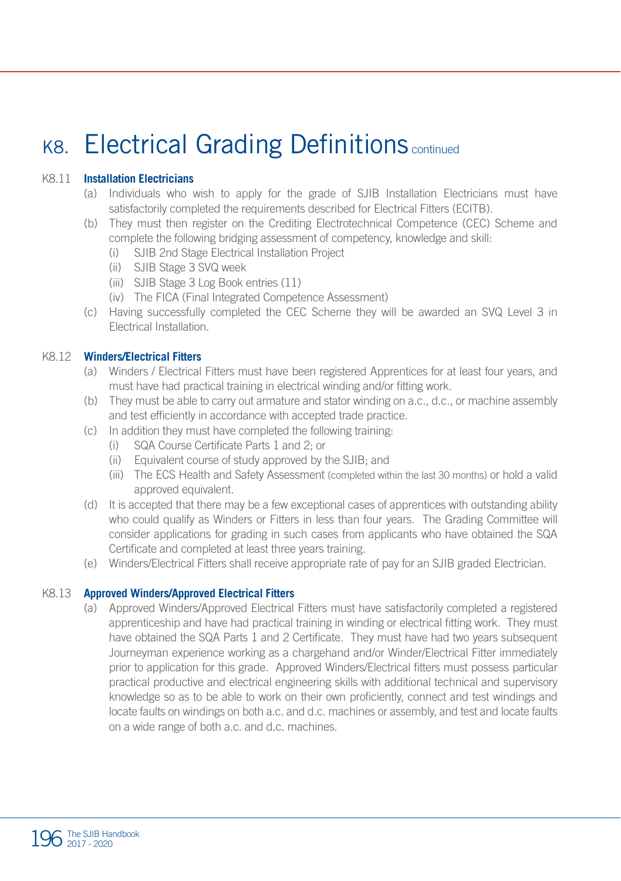# K8. Electrical Grading Definitions continued

## K8.11 Installation Electricians

(a) Individuals who wish to apply for the grade of SJIB Installation Electricians must have satisfactorily completed the requirements described for Electrical Fitters (ECITB).

(b) They must then register on the Crediting Electrotechnical Competence (CEC) Scheme and complete the following bridging assessment of competency, knowledge and skill:

  (i) SJIB 2nd Stage Electrical Installation Project

  (ii) SJIB Stage 3 SVQ week

  (iii) SJIB Stage 3 Log Book entries (11)

  (iv) The FICA (Final Integrated Competence Assessment)

(c) Having successfully completed the CEC Scheme they will be awarded an SVQ Level 3 in Electrical Installation.

## K8.12 Winders/Electrical Fitters

(a) Winders / Electrical Fitters must have been registered Apprentices for at least four years, and must have had practical training in electrical winding and/or fitting work.

(b) They must be able to carry out armature and stator winding on a.c., d.c., or machine assembly and test efficiently in accordance with accepted trade practice.

(c) In addition they must have completed the following training:

  (i) SQA Course Certificate Parts 1 and 2; or

  (ii) Equivalent course of study approved by the SJIB; and

  (iii) The ECS Health and Safety Assessment (completed within the last 30 months) or hold a valid approved equivalent.

(d) It is accepted that there may be a few exceptional cases of apprentices with outstanding ability who could qualify as Winders or Fitters in less than four years. The Grading Committee will consider applications for grading in such cases from applicants who have obtained the SQA Certificate and completed at least three years training.

(e) Winders/Electrical Fitters shall receive appropriate rate of pay for an SJIB graded Electrician.

## K8.13 Approved Winders/Approved Electrical Fitters

(a) Approved Winders/Approved Electrical Fitters must have satisfactorily completed a registered apprenticeship and have had practical training in winding or electrical fitting work. They must have obtained the SQA Parts 1 and 2 Certificate. They must have had two years subsequent Journeyman experience working as a chargehand and/or Winder/Electrical Fitter immediately prior to application for this grade. Approved Winders/Electrical fitters must possess particular practical productive and electrical engineering skills with additional technical and supervisory knowledge so as to be able to work on their own proficiently, connect and test windings and locate faults on windings on both a.c. and d.c. machines or assembly, and test and locate faults on a wide range of both a.c. and d.c. machines.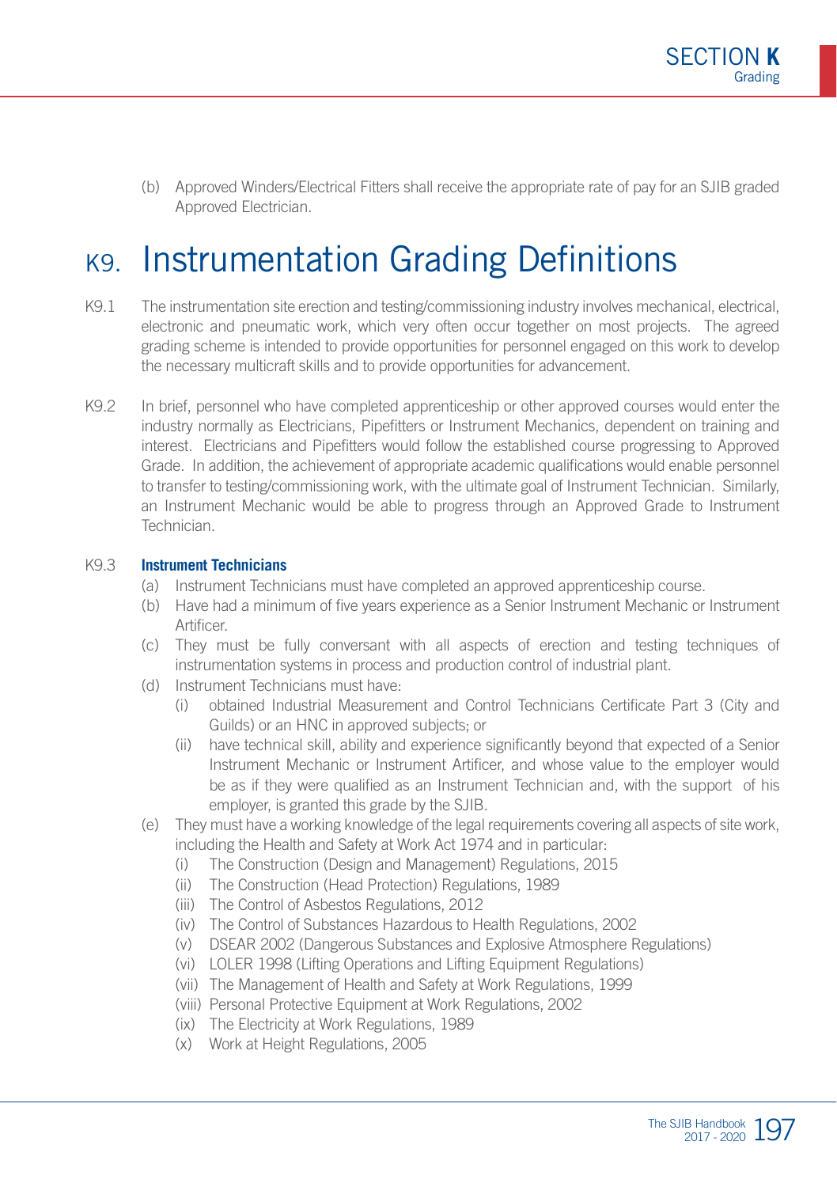(b) Approved Winders/Electrical Fitters shall receive the appropriate rate of pay for an SJIB graded Approved Electrician.

# K9. Instrumentation Grading Definitions

K9.1 The instrumentation site erection and testing/commissioning industry involves mechanical, electrical, electronic and pneumatic work, which very often occur together on most projects. The agreed grading scheme is intended to provide opportunities for personnel engaged on this work to develop the necessary multicraft skills and to provide opportunities for advancement.

K9.2 In brief, personnel who have completed apprenticeship or other approved courses would enter the industry normally as Electricians, Pipefitters or Instrument Mechanics, dependent on training and interest. Electricians and Pipefitters would follow the established course progressing to Approved Grade. In addition, the achievement of appropriate academic qualifications would enable personnel to transfer to testing/commissioning work, with the ultimate goal of Instrument Technician. Similarly, an Instrument Mechanic would be able to progress through an Approved Grade to Instrument Technician.

K9.3 **Instrument Technicians**

(a) Instrument Technicians must have completed an approved apprenticeship course.

(b) Have had a minimum of five years experience as a Senior Instrument Mechanic or Instrument Artificer.

(c) They must be fully conversant with all aspects of erection and testing techniques of instrumentation systems in process and production control of industrial plant.

(d) Instrument Technicians must have:

  (i) obtained Industrial Measurement and Control Technicians Certificate Part 3 (City and Guilds) or an HNC in approved subjects; or

  (ii) have technical skill, ability and experience significantly beyond that expected of a Senior Instrument Mechanic or Instrument Artificer, and whose value to the employer would be as if they were qualified as an Instrument Technician and, with the support of his employer, is granted this grade by the SJIB.

(e) They must have a working knowledge of the legal requirements covering all aspects of site work, including the Health and Safety at Work Act 1974 and in particular:

  (i) The Construction (Design and Management) Regulations, 2015

  (ii) The Construction (Head Protection) Regulations, 1989

  (iii) The Control of Asbestos Regulations, 2012

  (iv) The Control of Substances Hazardous to Health Regulations, 2002

  (v) DSEAR 2002 (Dangerous Substances and Explosive Atmosphere Regulations)

  (vi) LOLER 1998 (Lifting Operations and Lifting Equipment Regulations)

  (vii) The Management of Health and Safety at Work Regulations, 1999

  (viii) Personal Protective Equipment at Work Regulations, 2002

  (ix) The Electricity at Work Regulations, 1989

  (x) Work at Height Regulations, 2005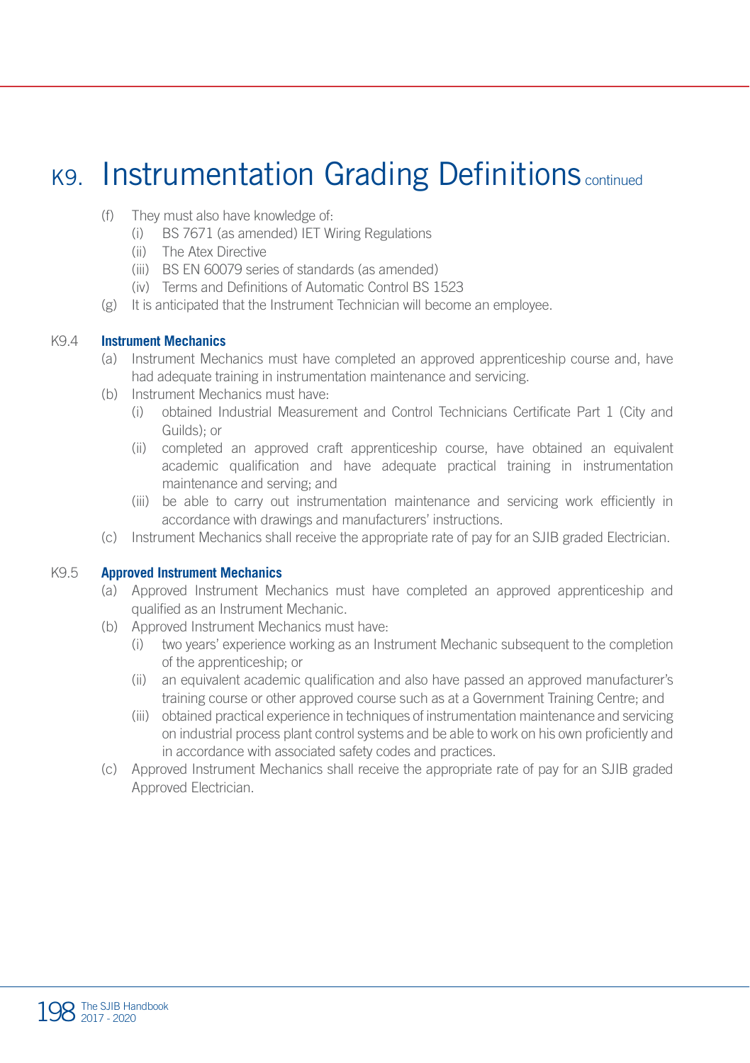# K9. Instrumentation Grading Definitions continued

(f) They must also have knowledge of:
   (i) BS 7671 (as amended) IET Wiring Regulations
   (ii) The Atex Directive
   (iii) BS EN 60079 series of standards (as amended)
   (iv) Terms and Definitions of Automatic Control BS 1523

(g) It is anticipated that the Instrument Technician will become an employee.

### K9.4 Instrument Mechanics

(a) Instrument Mechanics must have completed an approved apprenticeship course and, have had adequate training in instrumentation maintenance and servicing.

(b) Instrument Mechanics must have:
   (i) obtained Industrial Measurement and Control Technicians Certificate Part 1 (City and Guilds); or
   (ii) completed an approved craft apprenticeship course, have obtained an equivalent academic qualification and have adequate practical training in instrumentation maintenance and serving; and
   (iii) be able to carry out instrumentation maintenance and servicing work efficiently in accordance with drawings and manufacturers' instructions.

(c) Instrument Mechanics shall receive the appropriate rate of pay for an SJIB graded Electrician.

### K9.5 Approved Instrument Mechanics

(a) Approved Instrument Mechanics must have completed an approved apprenticeship and qualified as an Instrument Mechanic.

(b) Approved Instrument Mechanics must have:
   (i) two years' experience working as an Instrument Mechanic subsequent to the completion of the apprenticeship; or
   (ii) an equivalent academic qualification and also have passed an approved manufacturer's training course or other approved course such as at a Government Training Centre; and
   (iii) obtained practical experience in techniques of instrumentation maintenance and servicing on industrial process plant control systems and be able to work on his own proficiently and in accordance with associated safety codes and practices.

(c) Approved Instrument Mechanics shall receive the appropriate rate of pay for an SJIB graded Approved Electrician.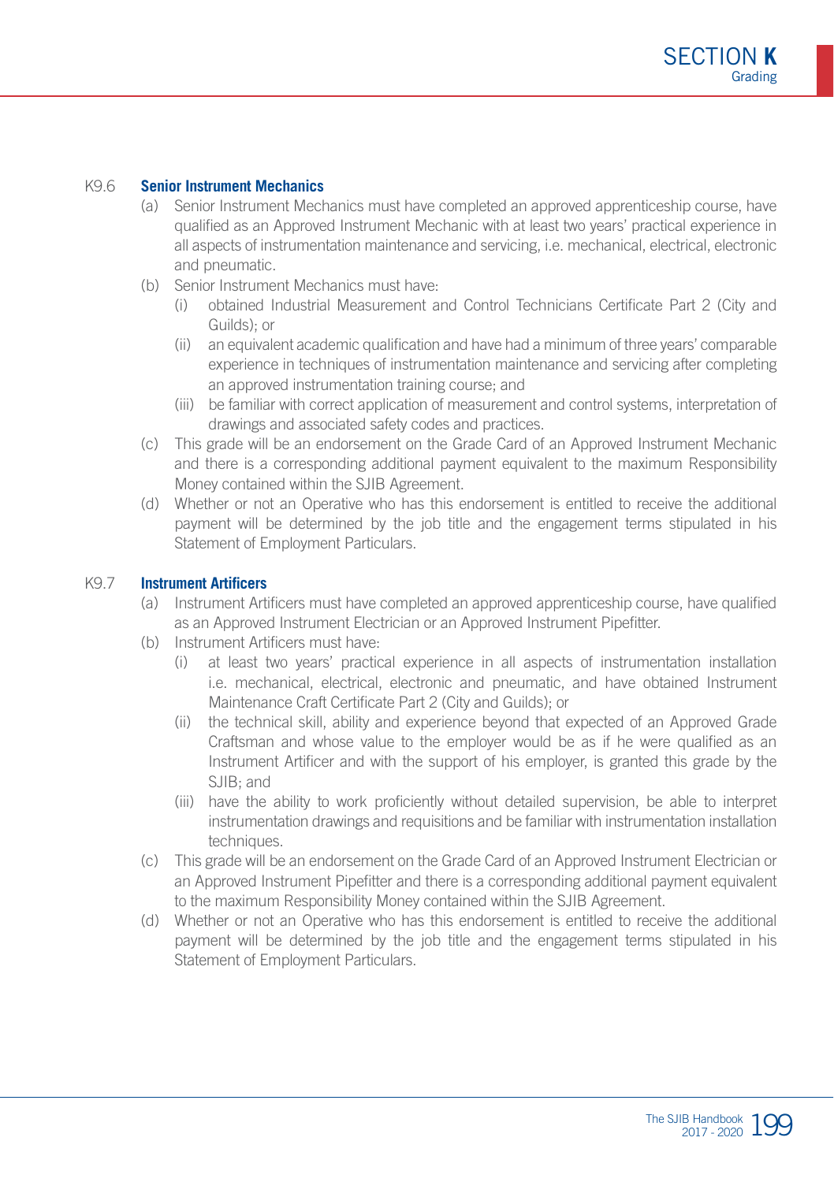### K9.6 Senior Instrument Mechanics

(a) Senior Instrument Mechanics must have completed an approved apprenticeship course, have qualified as an Approved Instrument Mechanic with at least two years' practical experience in all aspects of instrumentation maintenance and servicing, i.e. mechanical, electrical, electronic and pneumatic.

(b) Senior Instrument Mechanics must have:

- (i) obtained Industrial Measurement and Control Technicians Certificate Part 2 (City and Guilds); or
- (ii) an equivalent academic qualification and have had a minimum of three years' comparable experience in techniques of instrumentation maintenance and servicing after completing an approved instrumentation training course; and
- (iii) be familiar with correct application of measurement and control systems, interpretation of drawings and associated safety codes and practices.

(c) This grade will be an endorsement on the Grade Card of an Approved Instrument Mechanic and there is a corresponding additional payment equivalent to the maximum Responsibility Money contained within the SJIB Agreement.

(d) Whether or not an Operative who has this endorsement is entitled to receive the additional payment will be determined by the job title and the engagement terms stipulated in his Statement of Employment Particulars.

### K9.7 Instrument Artificers

(a) Instrument Artificers must have completed an approved apprenticeship course, have qualified as an Approved Instrument Electrician or an Approved Instrument Pipefitter.

(b) Instrument Artificers must have:

- (i) at least two years' practical experience in all aspects of instrumentation installation i.e. mechanical, electrical, electronic and pneumatic, and have obtained Instrument Maintenance Craft Certificate Part 2 (City and Guilds); or
- (ii) the technical skill, ability and experience beyond that expected of an Approved Grade Craftsman and whose value to the employer would be as if he were qualified as an Instrument Artificer and with the support of his employer, is granted this grade by the SJIB; and
- (iii) have the ability to work proficiently without detailed supervision, be able to interpret instrumentation drawings and requisitions and be familiar with instrumentation installation techniques.

(c) This grade will be an endorsement on the Grade Card of an Approved Instrument Electrician or an Approved Instrument Pipefitter and there is a corresponding additional payment equivalent to the maximum Responsibility Money contained within the SJIB Agreement.

(d) Whether or not an Operative who has this endorsement is entitled to receive the additional payment will be determined by the job title and the engagement terms stipulated in his Statement of Employment Particulars.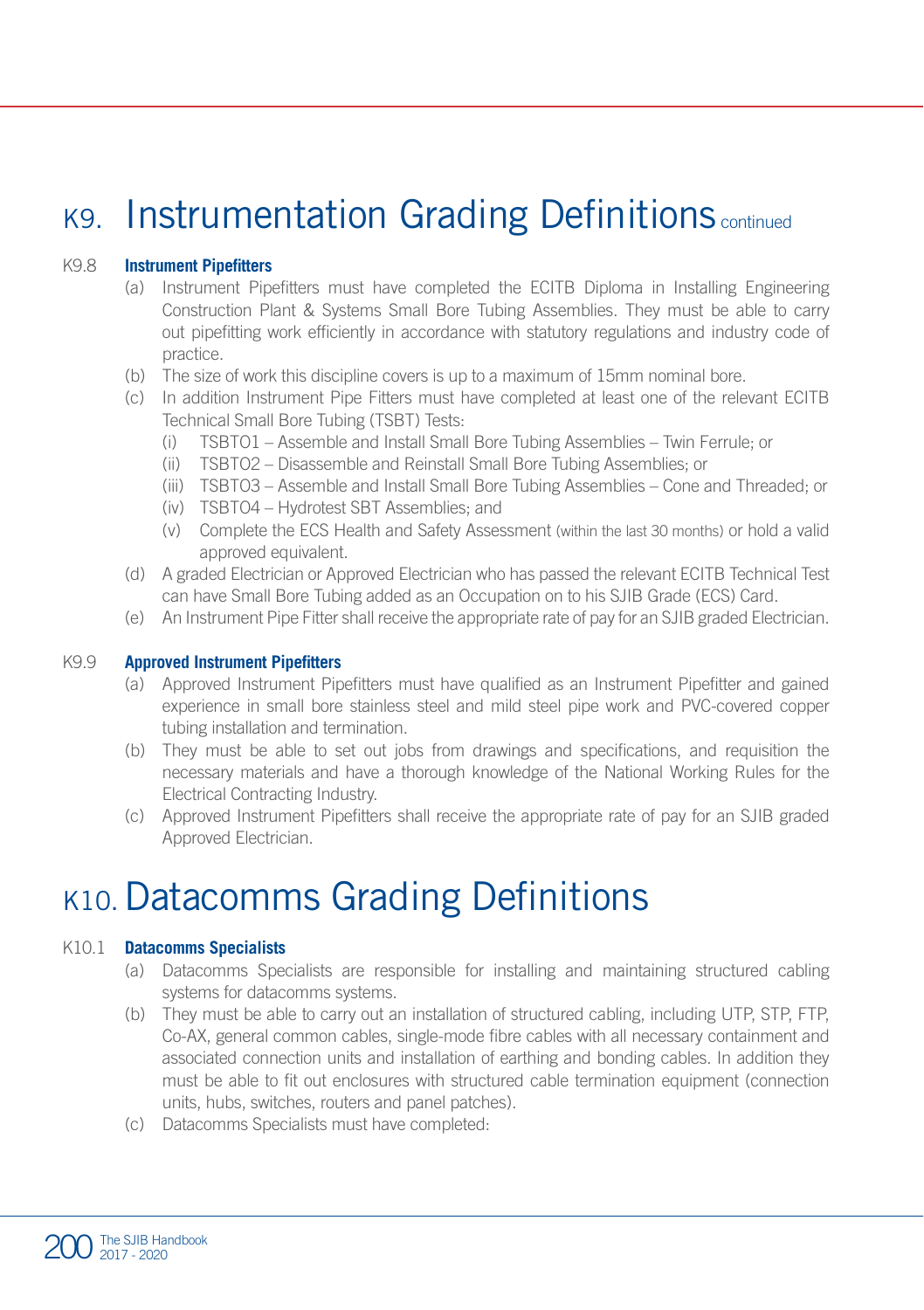# K9. Instrumentation Grading Definitions continued

### K9.8 Instrument Pipefitters

(a) Instrument Pipefitters must have completed the ECITB Diploma in Installing Engineering Construction Plant & Systems Small Bore Tubing Assemblies. They must be able to carry out pipefitting work efficiently in accordance with statutory regulations and industry code of practice.

(b) The size of work this discipline covers is up to a maximum of 15mm nominal bore.

(c) In addition Instrument Pipe Fitters must have completed at least one of the relevant ECITB Technical Small Bore Tubing (TSBT) Tests:

  (i) TSBTO1 – Assemble and Install Small Bore Tubing Assemblies – Twin Ferrule; or
  
  (ii) TSBTO2 – Disassemble and Reinstall Small Bore Tubing Assemblies; or
  
  (iii) TSBTO3 – Assemble and Install Small Bore Tubing Assemblies – Cone and Threaded; or
  
  (iv) TSBTO4 – Hydrotest SBT Assemblies; and
  
  (v) Complete the ECS Health and Safety Assessment (within the last 30 months) or hold a valid approved equivalent.

(d) A graded Electrician or Approved Electrician who has passed the relevant ECITB Technical Test can have Small Bore Tubing added as an Occupation on to his SJIB Grade (ECS) Card.

(e) An Instrument Pipe Fitter shall receive the appropriate rate of pay for an SJIB graded Electrician.

### K9.9 Approved Instrument Pipefitters

(a) Approved Instrument Pipefitters must have qualified as an Instrument Pipefitter and gained experience in small bore stainless steel and mild steel pipe work and PVC-covered copper tubing installation and termination.

(b) They must be able to set out jobs from drawings and specifications, and requisition the necessary materials and have a thorough knowledge of the National Working Rules for the Electrical Contracting Industry.

(c) Approved Instrument Pipefitters shall receive the appropriate rate of pay for an SJIB graded Approved Electrician.

# K10. Datacomms Grading Definitions

### K10.1 Datacomms Specialists

(a) Datacomms Specialists are responsible for installing and maintaining structured cabling systems for datacomms systems.

(b) They must be able to carry out an installation of structured cabling, including UTP, STP, FTP, Co-AX, general common cables, single-mode fibre cables with all necessary containment and associated connection units and installation of earthing and bonding cables. In addition they must be able to fit out enclosures with structured cable termination equipment (connection units, hubs, switches, routers and panel patches).

(c) Datacomms Specialists must have completed: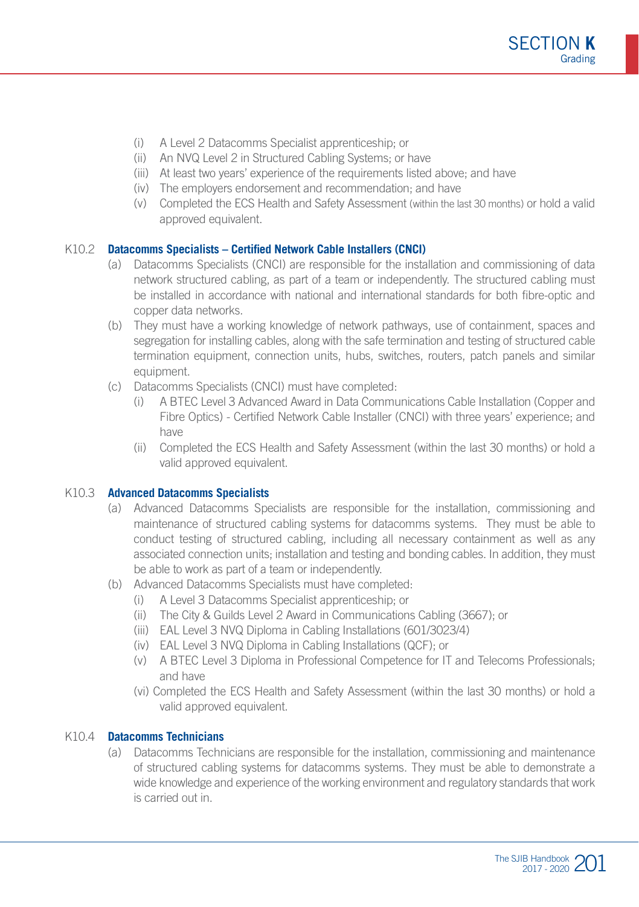(i) A Level 2 Datacomms Specialist apprenticeship; or
(ii) An NVQ Level 2 in Structured Cabling Systems; or have
(iii) At least two years' experience of the requirements listed above; and have
(iv) The employers endorsement and recommendation; and have
(v) Completed the ECS Health and Safety Assessment (within the last 30 months) or hold a valid approved equivalent.

### K10.2 Datacomms Specialists – Certified Network Cable Installers (CNCI)

(a) Datacomms Specialists (CNCI) are responsible for the installation and commissioning of data network structured cabling, as part of a team or independently. The structured cabling must be installed in accordance with national and international standards for both fibre-optic and copper data networks.

(b) They must have a working knowledge of network pathways, use of containment, spaces and segregation for installing cables, along with the safe termination and testing of structured cable termination equipment, connection units, hubs, switches, routers, patch panels and similar equipment.

(c) Datacomms Specialists (CNCI) must have completed:

(i) A BTEC Level 3 Advanced Award in Data Communications Cable Installation (Copper and Fibre Optics) - Certified Network Cable Installer (CNCI) with three years' experience; and have
(ii) Completed the ECS Health and Safety Assessment (within the last 30 months) or hold a valid approved equivalent.

### K10.3 Advanced Datacomms Specialists

(a) Advanced Datacomms Specialists are responsible for the installation, commissioning and maintenance of structured cabling systems for datacomms systems. They must be able to conduct testing of structured cabling, including all necessary containment as well as any associated connection units; installation and testing and bonding cables. In addition, they must be able to work as part of a team or independently.

(b) Advanced Datacomms Specialists must have completed:

(i) A Level 3 Datacomms Specialist apprenticeship; or
(ii) The City & Guilds Level 2 Award in Communications Cabling (3667); or
(iii) EAL Level 3 NVQ Diploma in Cabling Installations (601/3023/4)
(iv) EAL Level 3 NVQ Diploma in Cabling Installations (QCF); or
(v) A BTEC Level 3 Diploma in Professional Competence for IT and Telecoms Professionals; and have
(vi) Completed the ECS Health and Safety Assessment (within the last 30 months) or hold a valid approved equivalent.

### K10.4 Datacomms Technicians

(a) Datacomms Technicians are responsible for the installation, commissioning and maintenance of structured cabling systems for datacomms systems. They must be able to demonstrate a wide knowledge and experience of the working environment and regulatory standards that work is carried out in.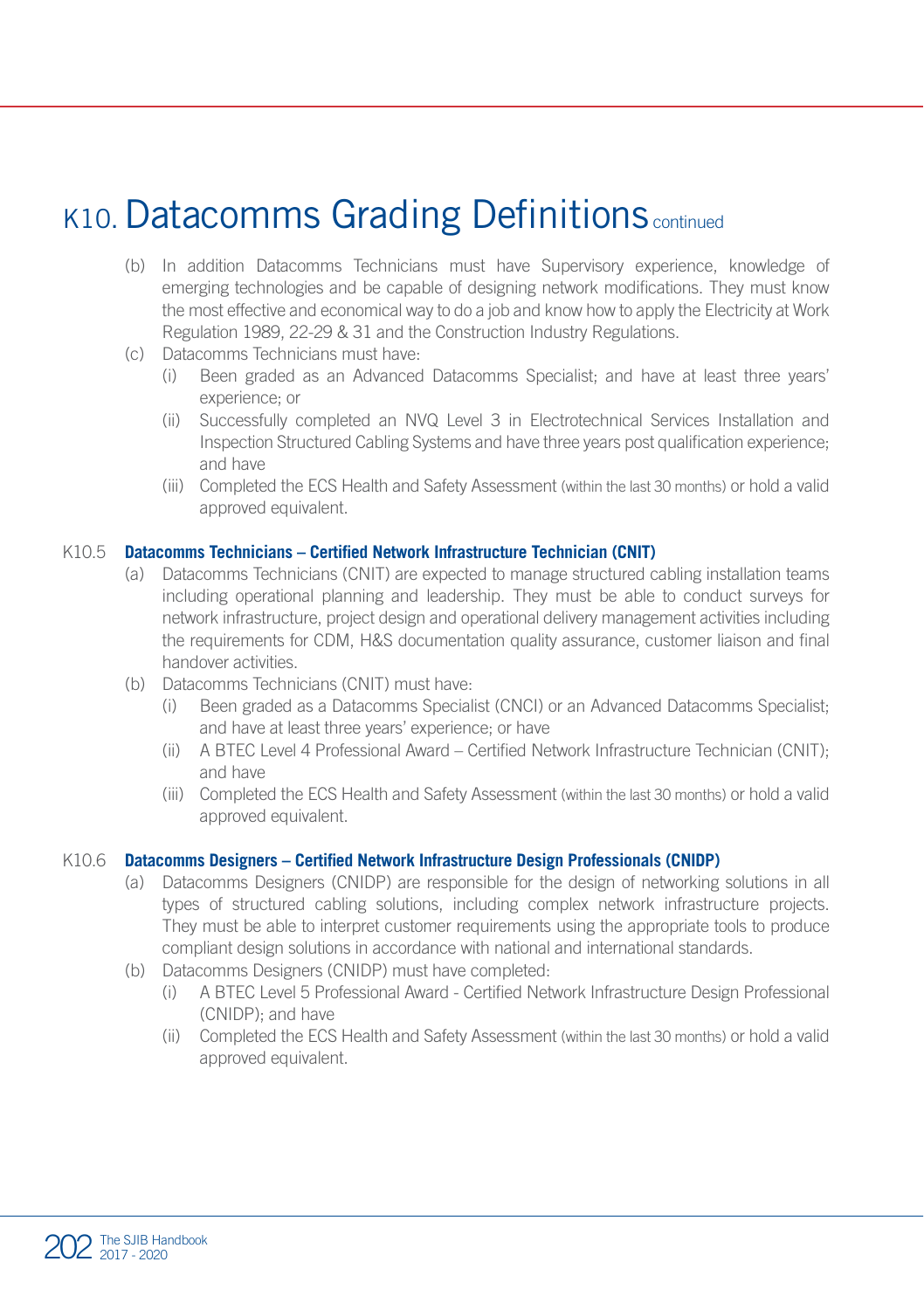# K10. Datacomms Grading Definitions continued

(b) In addition Datacomms Technicians must have Supervisory experience, knowledge of emerging technologies and be capable of designing network modifications. They must know the most effective and economical way to do a job and know how to apply the Electricity at Work Regulation 1989, 22-29 & 31 and the Construction Industry Regulations.

(c) Datacomms Technicians must have:

(i) Been graded as an Advanced Datacomms Specialist; and have at least three years' experience; or

(ii) Successfully completed an NVQ Level 3 in Electrotechnical Services Installation and Inspection Structured Cabling Systems and have three years post qualification experience; and have

(iii) Completed the ECS Health and Safety Assessment (within the last 30 months) or hold a valid approved equivalent.

K10.5 **Datacomms Technicians – Certified Network Infrastructure Technician (CNIT)**

(a) Datacomms Technicians (CNIT) are expected to manage structured cabling installation teams including operational planning and leadership. They must be able to conduct surveys for network infrastructure, project design and operational delivery management activities including the requirements for CDM, H&S documentation quality assurance, customer liaison and final handover activities.

(b) Datacomms Technicians (CNIT) must have:

(i) Been graded as a Datacomms Specialist (CNCI) or an Advanced Datacomms Specialist; and have at least three years' experience; or have

(ii) A BTEC Level 4 Professional Award – Certified Network Infrastructure Technician (CNIT); and have

(iii) Completed the ECS Health and Safety Assessment (within the last 30 months) or hold a valid approved equivalent.

K10.6 **Datacomms Designers – Certified Network Infrastructure Design Professionals (CNIDP)**

(a) Datacomms Designers (CNIDP) are responsible for the design of networking solutions in all types of structured cabling solutions, including complex network infrastructure projects. They must be able to interpret customer requirements using the appropriate tools to produce compliant design solutions in accordance with national and international standards.

(b) Datacomms Designers (CNIDP) must have completed:

(i) A BTEC Level 5 Professional Award - Certified Network Infrastructure Design Professional (CNIDP); and have

(ii) Completed the ECS Health and Safety Assessment (within the last 30 months) or hold a valid approved equivalent.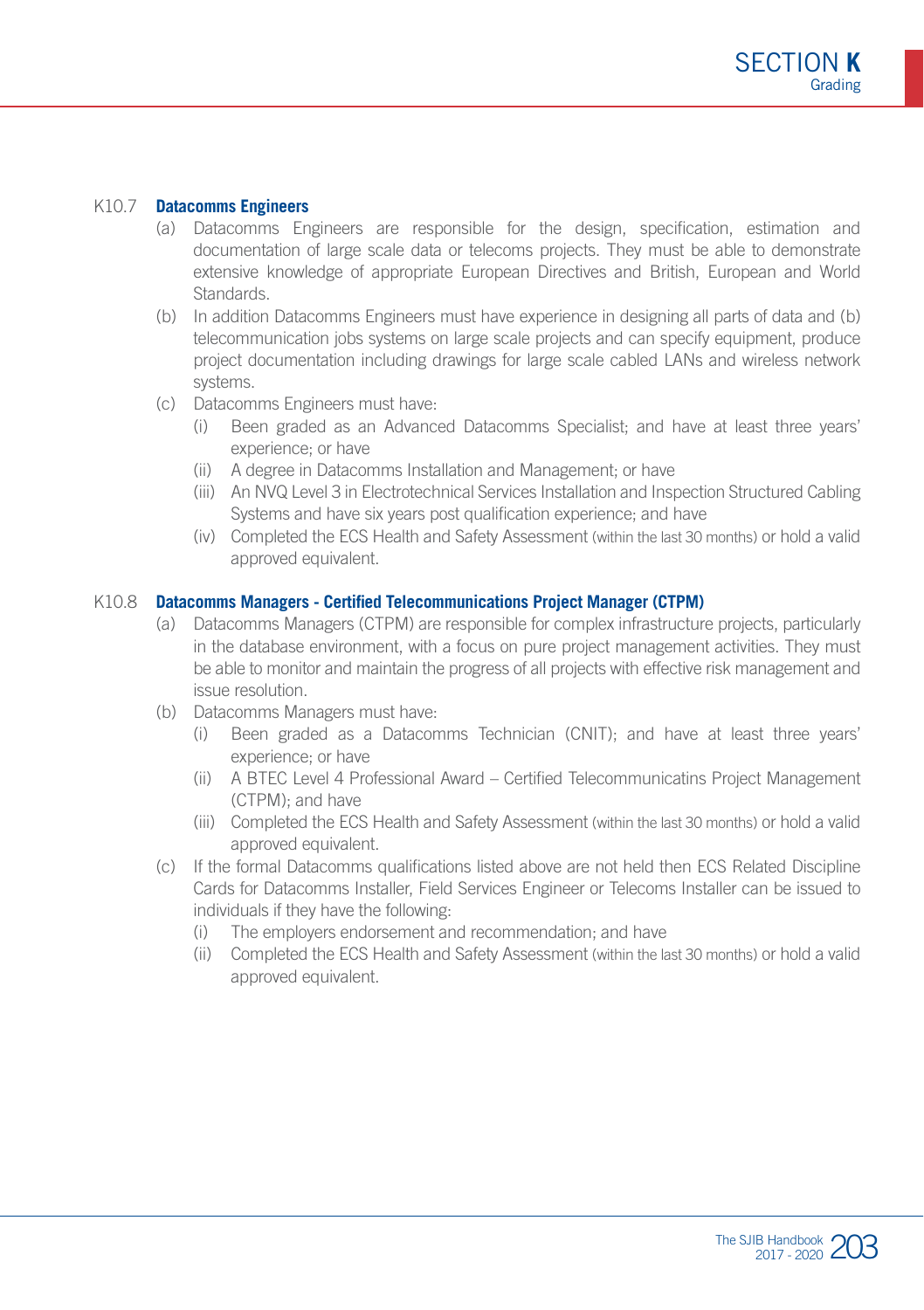### K10.7 **Datacomms Engineers**

(a) Datacomms Engineers are responsible for the design, specification, estimation and documentation of large scale data or telecoms projects. They must be able to demonstrate extensive knowledge of appropriate European Directives and British, European and World Standards.

(b) In addition Datacomms Engineers must have experience in designing all parts of data and (b) telecommunication jobs systems on large scale projects and can specify equipment, produce project documentation including drawings for large scale cabled LANs and wireless network systems.

(c) Datacomms Engineers must have:

- (i) Been graded as an Advanced Datacomms Specialist; and have at least three years' experience; or have
- (ii) A degree in Datacomms Installation and Management; or have
- (iii) An NVQ Level 3 in Electrotechnical Services Installation and Inspection Structured Cabling Systems and have six years post qualification experience; and have
- (iv) Completed the ECS Health and Safety Assessment (within the last 30 months) or hold a valid approved equivalent.

### K10.8 **Datacomms Managers - Certified Telecommunications Project Manager (CTPM)**

(a) Datacomms Managers (CTPM) are responsible for complex infrastructure projects, particularly in the database environment, with a focus on pure project management activities. They must be able to monitor and maintain the progress of all projects with effective risk management and issue resolution.

(b) Datacomms Managers must have:

- (i) Been graded as a Datacomms Technician (CNIT); and have at least three years' experience; or have
- (ii) A BTEC Level 4 Professional Award – Certified Telecommunicatins Project Management (CTPM); and have
- (iii) Completed the ECS Health and Safety Assessment (within the last 30 months) or hold a valid approved equivalent.

(c) If the formal Datacomms qualifications listed above are not held then ECS Related Discipline Cards for Datacomms Installer, Field Services Engineer or Telecoms Installer can be issued to individuals if they have the following:

- (i) The employers endorsement and recommendation; and have
- (ii) Completed the ECS Health and Safety Assessment (within the last 30 months) or hold a valid approved equivalent.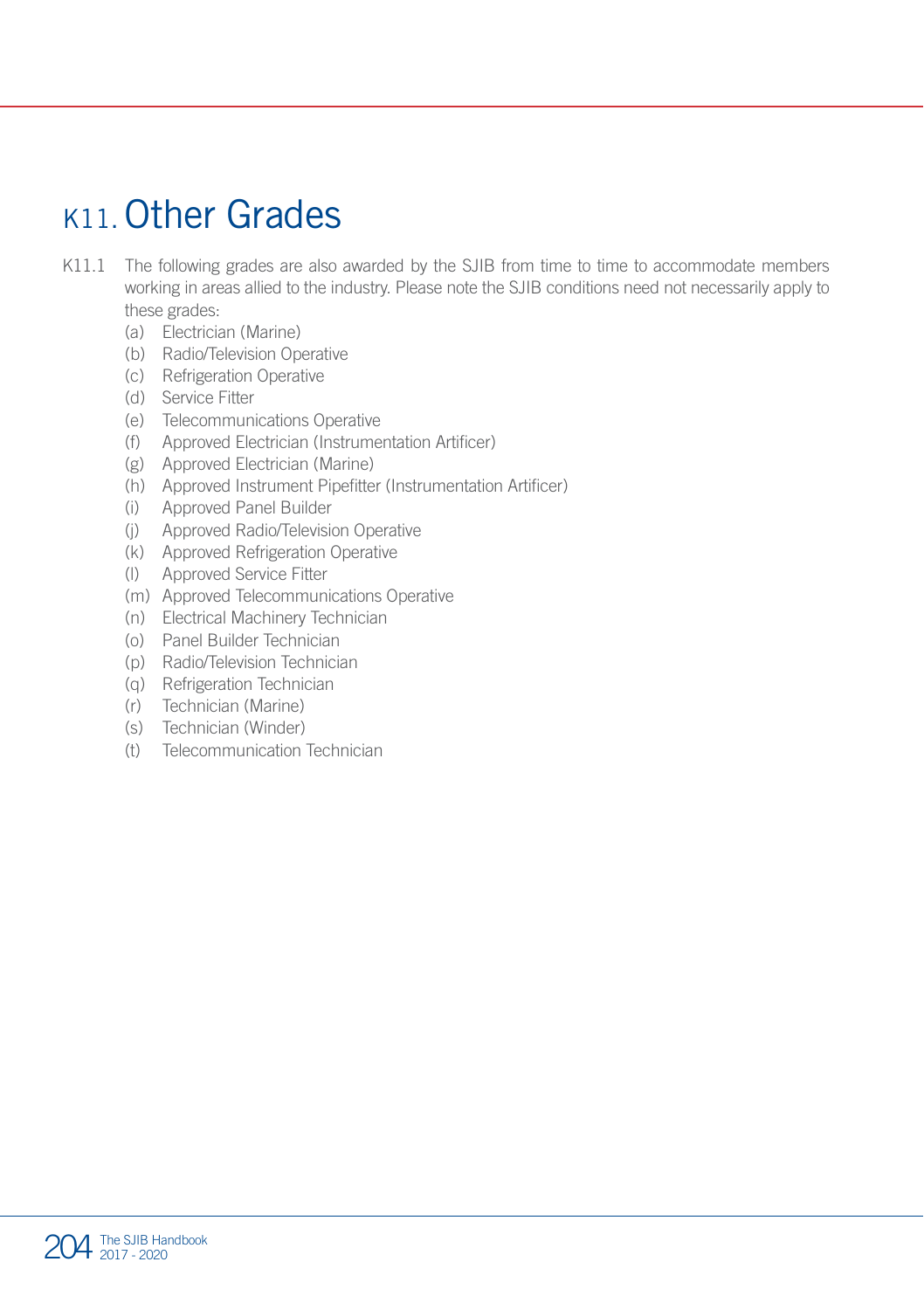# K11. Other Grades

K11.1 The following grades are also awarded by the SJIB from time to time to accommodate members working in areas allied to the industry. Please note the SJIB conditions need not necessarily apply to these grades:

(a) Electrician (Marine)
(b) Radio/Television Operative
(c) Refrigeration Operative
(d) Service Fitter
(e) Telecommunications Operative
(f) Approved Electrician (Instrumentation Artificer)
(g) Approved Electrician (Marine)
(h) Approved Instrument Pipefitter (Instrumentation Artificer)
(i) Approved Panel Builder
(j) Approved Radio/Television Operative
(k) Approved Refrigeration Operative
(l) Approved Service Fitter
(m) Approved Telecommunications Operative
(n) Electrical Machinery Technician
(o) Panel Builder Technician
(p) Radio/Television Technician
(q) Refrigeration Technician
(r) Technician (Marine)
(s) Technician (Winder)
(t) Telecommunication Technician